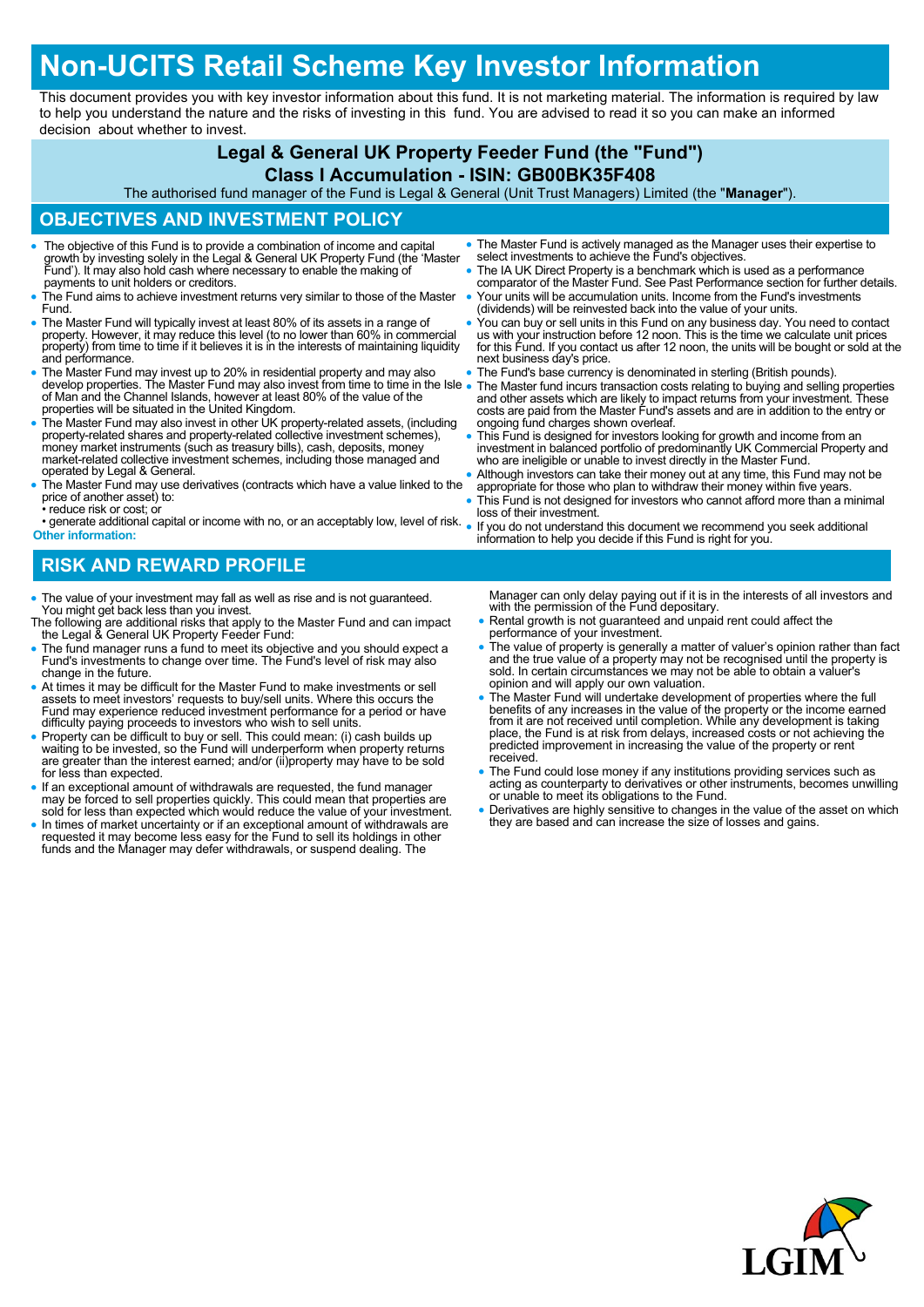# Non-UCITS Retail Scheme Key Investor Information

This document provides you with key investor information about this fund. It is not marketing material. The information is required by law to help you understand the nature and the risks of investing in this fund. You are advised to read it so you can make an informed decision about whether to invest.

## Legal & General UK Property Feeder Fund (the "Fund")

## Class I Accumulation - ISIN: GB00BK35F408

The authorised fund manager of the Fund is Legal & General (Unit Trust Managers) Limited (the "**Manager**").

## OBJECTIVES AND INVESTMENT POLICY

- The objective of this Fund is to provide a combination of income and capital growth by investing solely in the Legal & General UK Property Fund (the 'Master Fund'). It may also hold cash where necessary to enable the making of payments to unit holders or creditors.
- The Fund aims to achieve investment returns very similar to those of the Master Fund.
- The Master Fund will typically invest at least 80% of its assets in a range of property. However, it may reduce this level (to no lower than 60% in commercial property) from time to time if it believes it is in the interests of maintaining liquidity and performance.
- The Master Fund may invest up to 20% in residential property and may also develop properties. The Master Fund may also invest from time to time in the Isle of Man and the Channel Islands, however at least 80% of the value of the properties will be situated in the United Kingdom.
- The Master Fund may also invest in other UK property-related assets, (including property-related shares and property-related collective investment schemes), money market instruments (such as treasury bills), cash, deposits, money market-related collective investment schemes, including those managed and operated by Legal & General.
- The Master Fund may use derivatives (contracts which have a value linked to the price of another asset) to:
  - • reduce risk or cost; or
  - • generate additional capital or income with no, or an acceptably low, level of risk.

**Other information:**

- The Master Fund is actively managed as the Manager uses their expertise to select investments to achieve the Fund's objectives.
- The IA UK Direct Property is a benchmark which is used as a performance comparator of the Master Fund. See Past Performance section for further details.
- Your units will be accumulation units. Income from the Fund's investments (dividends) will be reinvested back into the value of your units.
- You can buy or sell units in this Fund on any business day. You need to contact us with your instruction before 12 noon. This is the time we calculate unit prices for this Fund. If you contact us after 12 noon, the units will be bought or sold at the next business day's price.
- The Fund's base currency is denominated in sterling (British pounds).
- The Master fund incurs transaction costs relating to buying and selling properties and other assets which are likely to impact returns from your investment. These costs are paid from the Master Fund's assets and are in addition to the entry or ongoing fund charges shown overleaf.
- This Fund is designed for investors looking for growth and income from an investment in balanced portfolio of predominantly UK Commercial Property and who are ineligible or unable to invest directly in the Master Fund.
- Although investors can take their money out at any time, this Fund may not be appropriate for those who plan to withdraw their money within five years.
- This Fund is not designed for investors who cannot afford more than a minimal loss of their investment.
- If you do not understand this document we recommend you seek additional information to help you decide if this Fund is right for you.

## RISK AND REWARD PROFILE

- The value of your investment may fall as well as rise and is not guaranteed. You might get back less than you invest.

The following are additional risks that apply to the Master Fund and can impact the Legal & General UK Property Feeder Fund:

- The fund manager runs a fund to meet its objective and you should expect a Fund's investments to change over time. The Fund's level of risk may also change in the future.
- At times it may be difficult for the Master Fund to make investments or sell assets to meet investors' requests to buy/sell units. Where this occurs the Fund may experience reduced investment performance for a period or have difficulty paying proceeds to investors who wish to sell units.
- Property can be difficult to buy or sell. This could mean: (i) cash builds up waiting to be invested, so the Fund will underperform when property returns are greater than the interest earned; and/or (ii)property may have to be sold for less than expected.
- If an exceptional amount of withdrawals are requested, the fund manager may be forced to sell properties quickly. This could mean that properties are sold for less than expected which would reduce the value of your investment.
- In times of market uncertainty or if an exceptional amount of withdrawals are requested it may become less easy for the Fund to sell its holdings in other funds and the Manager may defer withdrawals, or suspend dealing. The Manager can only delay paying out if it is in the interests of all investors and with the permission of the Fund depositary.
- Rental growth is not guaranteed and unpaid rent could affect the performance of your investment.
- The value of property is generally a matter of valuer's opinion rather than fact and the true value of a property may not be recognised until the property is sold. In certain circumstances we may not be able to obtain a valuer's opinion and will apply our own valuation.
- The Master Fund will undertake development of properties where the full benefits of any increases in the value of the property or the income earned from it are not received until completion. While any development is taking place, the Fund is at risk from delays, increased costs or not achieving the predicted improvement in increasing the value of the property or rent received.
- The Fund could lose money if any institutions providing services such as acting as counterparty to derivatives or other instruments, becomes unwilling or unable to meet its obligations to the Fund.
- Derivatives are highly sensitive to changes in the value of the asset on which they are based and can increase the size of losses and gains.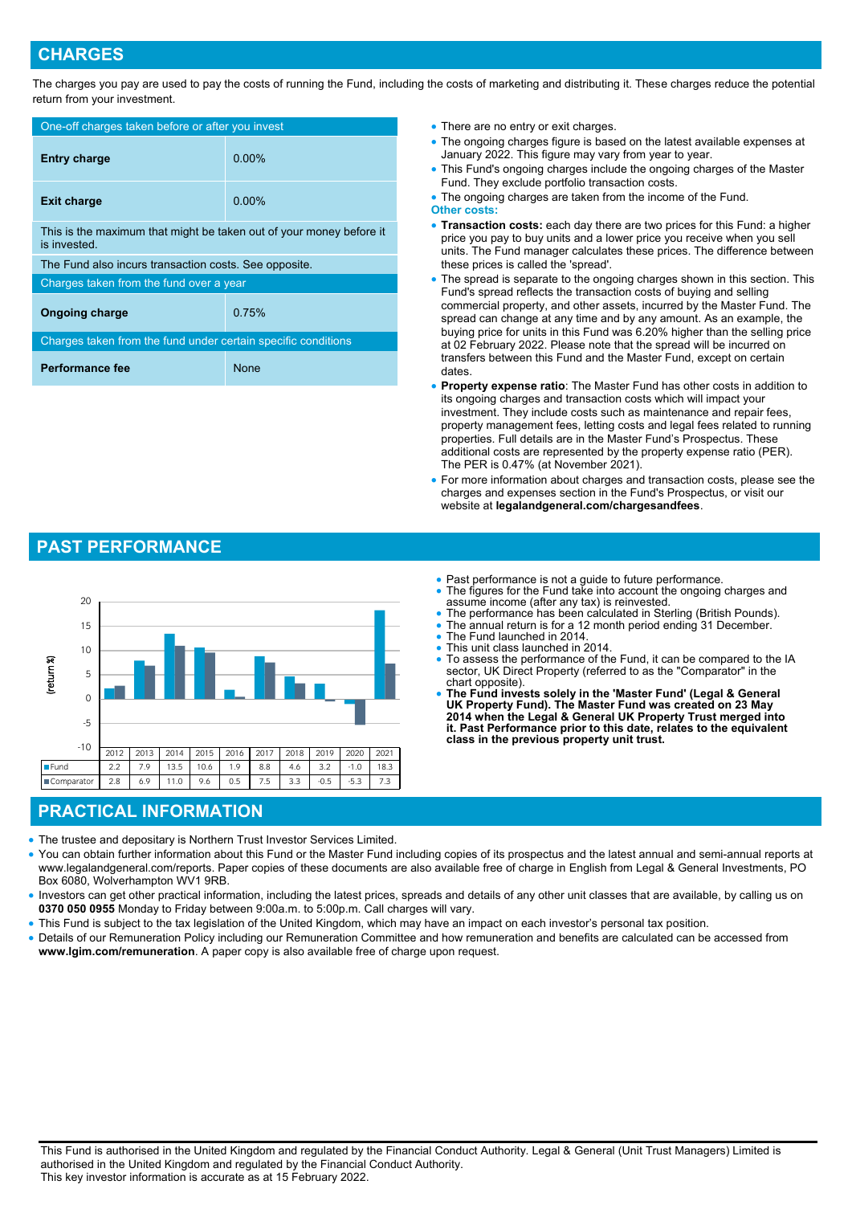## CHARGES

The charges you pay are used to pay the costs of running the Fund, including the costs of marketing and distributing it. These charges reduce the potential return from your investment.

| One-off charges taken before or after you invest | |
|---|---|
| **Entry charge** | 0.00% |
| **Exit charge** | 0.00% |
| This is the maximum that might be taken out of your money before it is invested. | |
| The Fund also incurs transaction costs. See opposite. | |
| Charges taken from the fund over a year | |
| **Ongoing charge** | 0.75% |
| Charges taken from the fund under certain specific conditions | |
| **Performance fee** | None |

- There are no entry or exit charges.
- The ongoing charges figure is based on the latest available expenses at January 2022. This figure may vary from year to year.
- This Fund's ongoing charges include the ongoing charges of the Master Fund. They exclude portfolio transaction costs.
- The ongoing charges are taken from the income of the Fund.

**Other costs:**

- **Transaction costs:** each day there are two prices for this Fund: a higher price you pay to buy units and a lower price you receive when you sell units. The Fund manager calculates these prices. The difference between these prices is called the 'spread'.
- The spread is separate to the ongoing charges shown in this section. This Fund's spread reflects the transaction costs of buying and selling commercial property, and other assets, incurred by the Master Fund. The spread can change at any time and by any amount. As an example, the buying price for units in this Fund was 6.20% higher than the selling price at 02 February 2022. Please note that the spread will be incurred on transfers between this Fund and the Master Fund, except on certain dates.
- **Property expense ratio**: The Master Fund has other costs in addition to its ongoing charges and transaction costs which will impact your investment. They include costs such as maintenance and repair fees, property management fees, letting costs and legal fees related to running properties. Full details are in the Master Fund's Prospectus. These additional costs are represented by the property expense ratio (PER). The PER is 0.47% (at November 2021).
- For more information about charges and transaction costs, please see the charges and expenses section in the Fund's Prospectus, or visit our website at **legalandgeneral.com/chargesandfees**.

## PAST PERFORMANCE

(return %)

20
15
10
5
0
-5
-10

2012 2013 2014 2015 2016 2017 2018 2019 2020 2021

Fund: 2.2 7.9 13.5 10.6 1.9 8.8 4.6 3.2 -1.0 18.3

Comparator: 2.8 6.9 11.0 9.6 0.5 7.5 3.3 -0.5 -5.3 7.3

- Past performance is not a guide to future performance.
- The figures for the Fund take into account the ongoing charges and assume income (after any tax) is reinvested.
- The performance has been calculated in Sterling (British Pounds).
- The annual return is for a 12 month period ending 31 December.
- The Fund launched in 2014.
- This unit class launched in 2014.
- To assess the performance of the Fund, it can be compared to the IA sector, UK Direct Property (referred to as the "Comparator" in the chart opposite).
- **The Fund invests solely in the 'Master Fund' (Legal & General UK Property Fund). The Master Fund was created on 23 May 2014 when the Legal & General UK Property Trust merged into it. Past Performance prior to this date, relates to the equivalent class in the previous property unit trust.**

## PRACTICAL INFORMATION

- The trustee and depositary is Northern Trust Investor Services Limited.
- You can obtain further information about this Fund or the Master Fund including copies of its prospectus and the latest annual and semi-annual reports at www.legalandgeneral.com/reports. Paper copies of these documents are also available free of charge in English from Legal & General Investments, PO Box 6080, Wolverhampton WV1 9RB.
- Investors can get other practical information, including the latest prices, spreads and details of any other unit classes that are available, by calling us on **0370 050 0955** Monday to Friday between 9:00a.m. to 5:00p.m. Call charges will vary.
- This Fund is subject to the tax legislation of the United Kingdom, which may have an impact on each investor's personal tax position.
- Details of our Remuneration Policy including our Remuneration Committee and how remuneration and benefits are calculated can be accessed from **www.lgim.com/remuneration**. A paper copy is also available free of charge upon request.

This Fund is authorised in the United Kingdom and regulated by the Financial Conduct Authority. Legal & General (Unit Trust Managers) Limited is authorised in the United Kingdom and regulated by the Financial Conduct Authority.
This key investor information is accurate as at 15 February 2022.